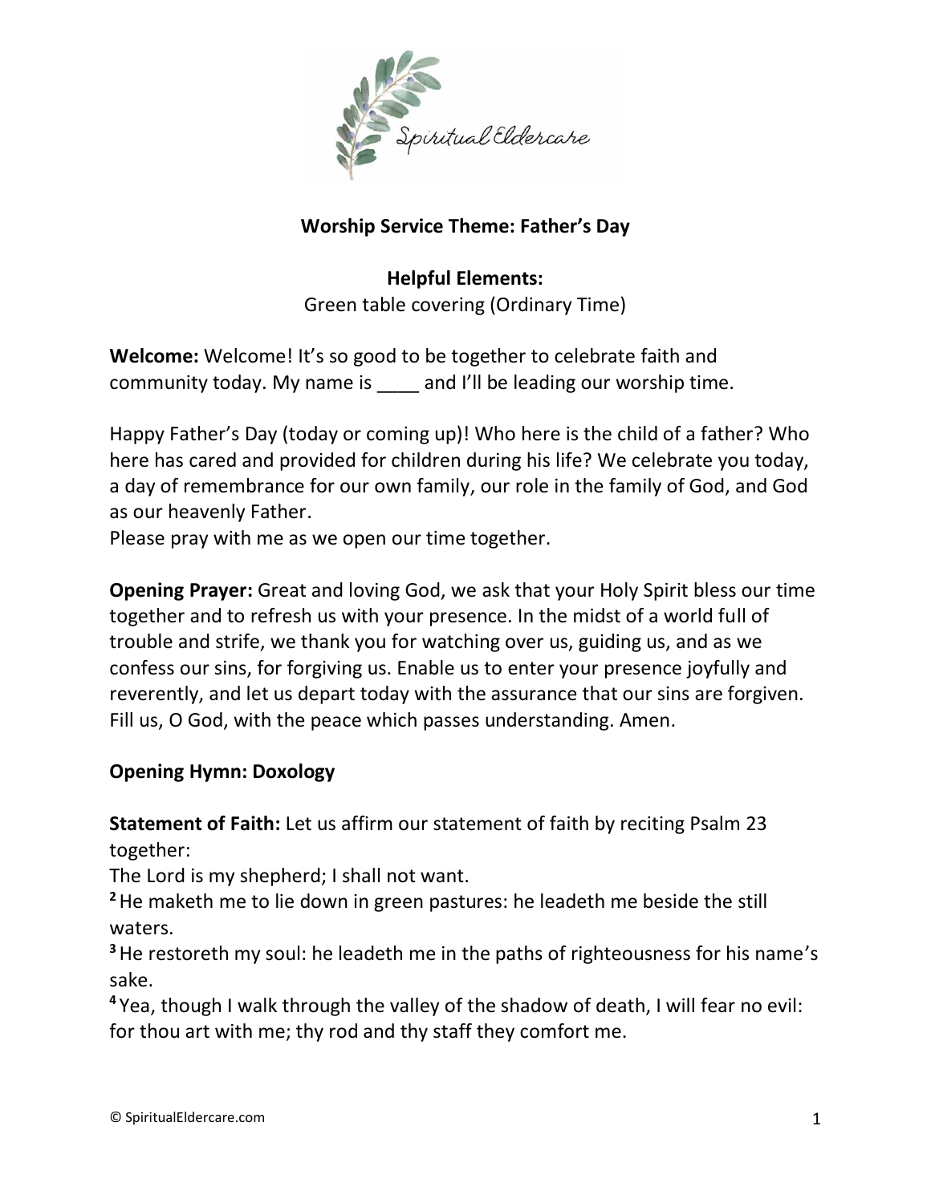# Worship Service Theme: Father's Day

**Helpful Elements:**
Green table covering (Ordinary Time)

**Welcome:** Welcome! It's so good to be together to celebrate faith and community today. My name is ____ and I'll be leading our worship time.

Happy Father's Day (today or coming up)! Who here is the child of a father? Who here has cared and provided for children during his life? We celebrate you today, a day of remembrance for our own family, our role in the family of God, and God as our heavenly Father.
Please pray with me as we open our time together.

**Opening Prayer:** Great and loving God, we ask that your Holy Spirit bless our time together and to refresh us with your presence. In the midst of a world full of trouble and strife, we thank you for watching over us, guiding us, and as we confess our sins, for forgiving us. Enable us to enter your presence joyfully and reverently, and let us depart today with the assurance that our sins are forgiven. Fill us, O God, with the peace which passes understanding. Amen.

**Opening Hymn: Doxology**

**Statement of Faith:** Let us affirm our statement of faith by reciting Psalm 23 together:
The Lord is my shepherd; I shall not want.
**2** He maketh me to lie down in green pastures: he leadeth me beside the still waters.
**3** He restoreth my soul: he leadeth me in the paths of righteousness for his name's sake.
**4** Yea, though I walk through the valley of the shadow of death, I will fear no evil: for thou art with me; thy rod and thy staff they comfort me.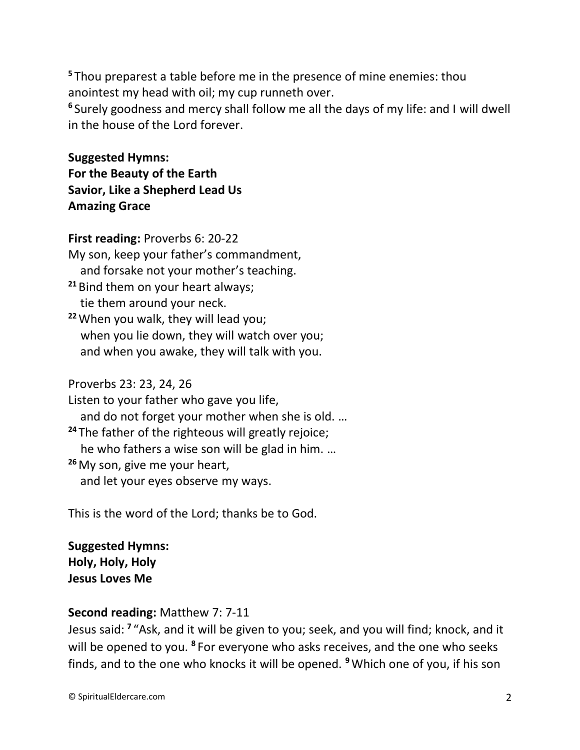[5] Thou preparest a table before me in the presence of mine enemies: thou anointest my head with oil; my cup runneth over.
[6] Surely goodness and mercy shall follow me all the days of my life: and I will dwell in the house of the Lord forever.

**Suggested Hymns:**
**For the Beauty of the Earth**
**Savior, Like a Shepherd Lead Us**
**Amazing Grace**

**First reading:** Proverbs 6: 20-22
My son, keep your father's commandment,
  and forsake not your mother's teaching.
[21] Bind them on your heart always;
  tie them around your neck.
[22] When you walk, they will lead you;
  when you lie down, they will watch over you;
  and when you awake, they will talk with you.

Proverbs 23: 23, 24, 26
Listen to your father who gave you life,
  and do not forget your mother when she is old. …
[24] The father of the righteous will greatly rejoice;
  he who fathers a wise son will be glad in him. …
[26] My son, give me your heart,
  and let your eyes observe my ways.

This is the word of the Lord; thanks be to God.

**Suggested Hymns:**
**Holy, Holy, Holy**
**Jesus Loves Me**

**Second reading:** Matthew 7: 7-11
Jesus said: [7] "Ask, and it will be given to you; seek, and you will find; knock, and it will be opened to you. [8] For everyone who asks receives, and the one who seeks finds, and to the one who knocks it will be opened. [9] Which one of you, if his son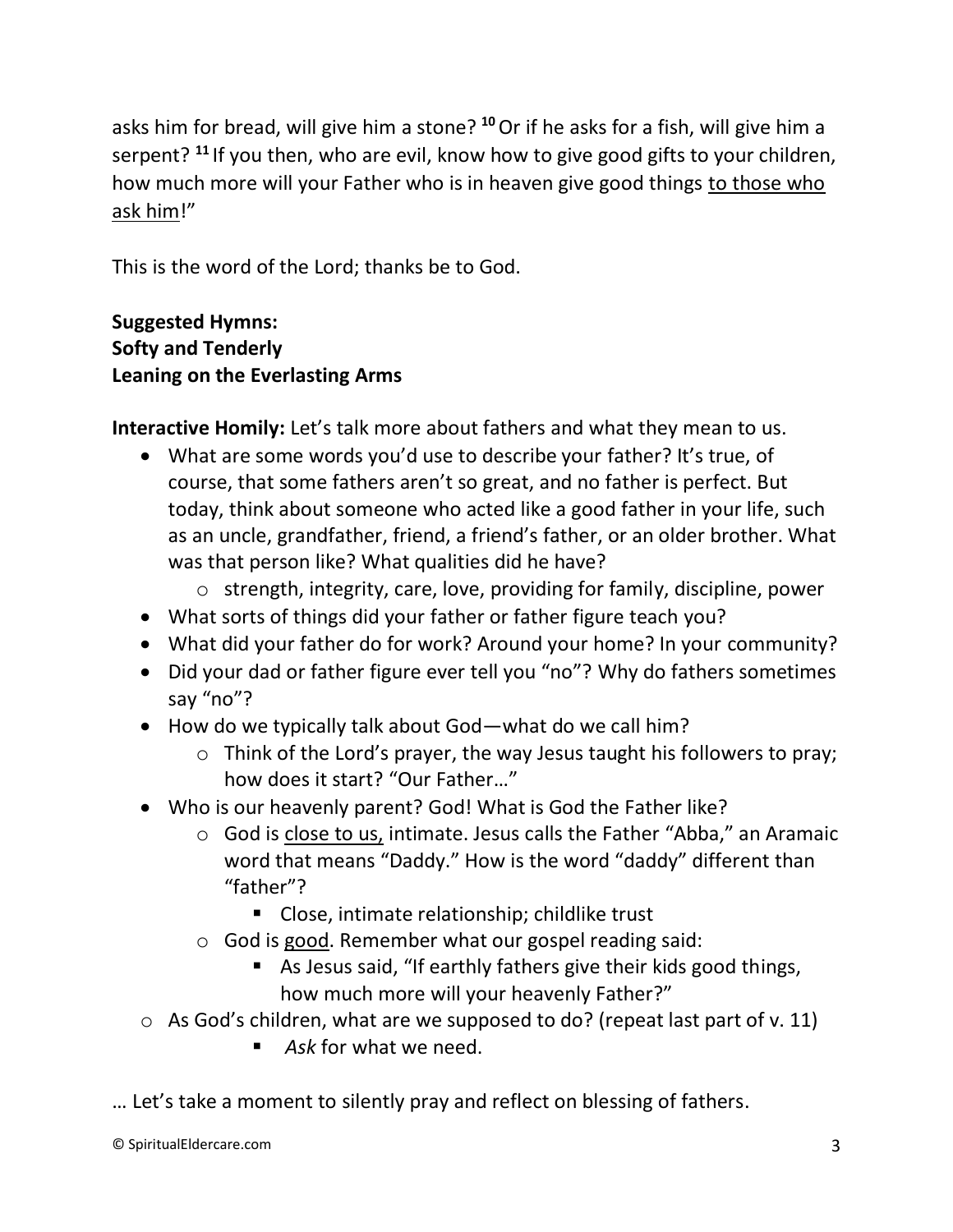asks him for bread, will give him a stone? [10] Or if he asks for a fish, will give him a serpent? [11] If you then, who are evil, know how to give good gifts to your children, how much more will your Father who is in heaven give good things <u>to those who ask him</u>!"

This is the word of the Lord; thanks be to God.

**Suggested Hymns:**
**Softy and Tenderly**
**Leaning on the Everlasting Arms**

**Interactive Homily:** Let's talk more about fathers and what they mean to us.

- What are some words you'd use to describe your father? It's true, of course, that some fathers aren't so great, and no father is perfect. But today, think about someone who acted like a good father in your life, such as an uncle, grandfather, friend, a friend's father, or an older brother. What was that person like? What qualities did he have?
    - strength, integrity, care, love, providing for family, discipline, power
- What sorts of things did your father or father figure teach you?
- What did your father do for work? Around your home? In your community?
- Did your dad or father figure ever tell you "no"? Why do fathers sometimes say "no"?
- How do we typically talk about God—what do we call him?
    - Think of the Lord's prayer, the way Jesus taught his followers to pray; how does it start? "Our Father…"
- Who is our heavenly parent? God! What is God the Father like?
    - God is <u>close to us,</u> intimate. Jesus calls the Father "Abba," an Aramaic word that means "Daddy." How is the word "daddy" different than "father"?
        - Close, intimate relationship; childlike trust
    - God is <u>good</u>. Remember what our gospel reading said:
        - As Jesus said, "If earthly fathers give their kids good things, how much more will your heavenly Father?"
- As God's children, what are we supposed to do? (repeat last part of v. 11)
    - *Ask* for what we need.

… Let's take a moment to silently pray and reflect on blessing of fathers.

© SpiritualEldercare.com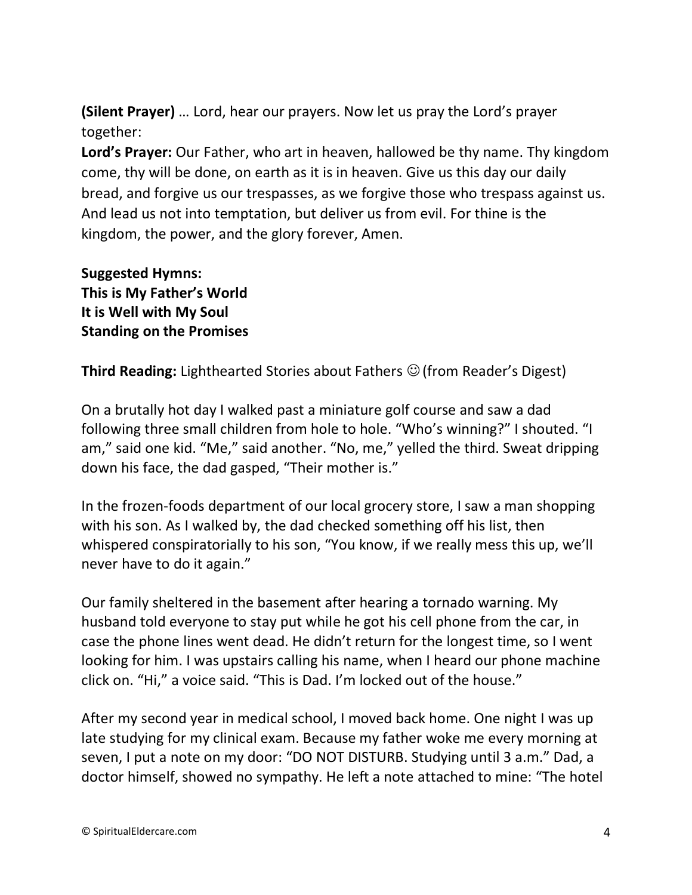**(Silent Prayer)** … Lord, hear our prayers. Now let us pray the Lord's prayer together:

**Lord's Prayer:** Our Father, who art in heaven, hallowed be thy name. Thy kingdom come, thy will be done, on earth as it is in heaven. Give us this day our daily bread, and forgive us our trespasses, as we forgive those who trespass against us. And lead us not into temptation, but deliver us from evil. For thine is the kingdom, the power, and the glory forever, Amen.

**Suggested Hymns:**
**This is My Father's World**
**It is Well with My Soul**
**Standing on the Promises**

**Third Reading:** Lighthearted Stories about Fathers ☺ (from Reader's Digest)

On a brutally hot day I walked past a miniature golf course and saw a dad following three small children from hole to hole. "Who's winning?" I shouted. "I am," said one kid. "Me," said another. "No, me," yelled the third. Sweat dripping down his face, the dad gasped, "Their mother is."

In the frozen-foods department of our local grocery store, I saw a man shopping with his son. As I walked by, the dad checked something off his list, then whispered conspiratorially to his son, "You know, if we really mess this up, we'll never have to do it again."

Our family sheltered in the basement after hearing a tornado warning. My husband told everyone to stay put while he got his cell phone from the car, in case the phone lines went dead. He didn't return for the longest time, so I went looking for him. I was upstairs calling his name, when I heard our phone machine click on. "Hi," a voice said. "This is Dad. I'm locked out of the house."

After my second year in medical school, I moved back home. One night I was up late studying for my clinical exam. Because my father woke me every morning at seven, I put a note on my door: "DO NOT DISTURB. Studying until 3 a.m." Dad, a doctor himself, showed no sympathy. He left a note attached to mine: "The hotel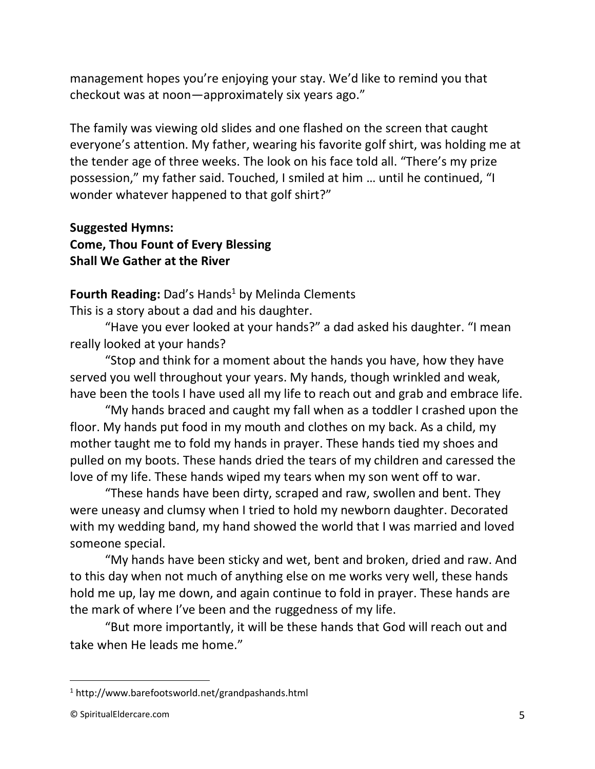management hopes you're enjoying your stay. We'd like to remind you that checkout was at noon—approximately six years ago."

The family was viewing old slides and one flashed on the screen that caught everyone's attention. My father, wearing his favorite golf shirt, was holding me at the tender age of three weeks. The look on his face told all. "There's my prize possession," my father said. Touched, I smiled at him … until he continued, "I wonder whatever happened to that golf shirt?"

**Suggested Hymns:**
**Come, Thou Fount of Every Blessing**
**Shall We Gather at the River**

**Fourth Reading:** Dad's Hands[1] by Melinda Clements
This is a story about a dad and his daughter.

"Have you ever looked at your hands?" a dad asked his daughter. "I mean really looked at your hands?

"Stop and think for a moment about the hands you have, how they have served you well throughout your years. My hands, though wrinkled and weak, have been the tools I have used all my life to reach out and grab and embrace life.

"My hands braced and caught my fall when as a toddler I crashed upon the floor. My hands put food in my mouth and clothes on my back. As a child, my mother taught me to fold my hands in prayer. These hands tied my shoes and pulled on my boots. These hands dried the tears of my children and caressed the love of my life. These hands wiped my tears when my son went off to war.

"These hands have been dirty, scraped and raw, swollen and bent. They were uneasy and clumsy when I tried to hold my newborn daughter. Decorated with my wedding band, my hand showed the world that I was married and loved someone special.

"My hands have been sticky and wet, bent and broken, dried and raw. And to this day when not much of anything else on me works very well, these hands hold me up, lay me down, and again continue to fold in prayer. These hands are the mark of where I've been and the ruggedness of my life.

"But more importantly, it will be these hands that God will reach out and take when He leads me home."

---

[1] http://www.barefootsworld.net/grandpashands.html

© SpiritualEldercare.com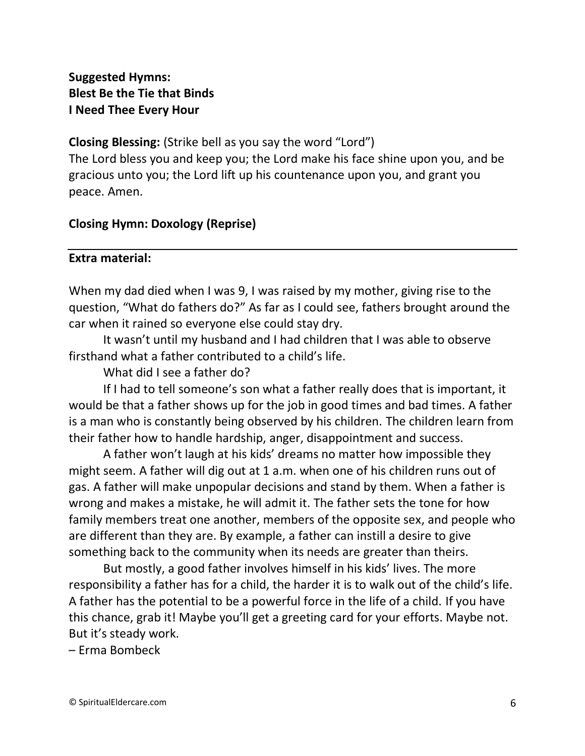**Suggested Hymns:**
**Blest Be the Tie that Binds**
**I Need Thee Every Hour**

**Closing Blessing:** (Strike bell as you say the word "Lord")
The Lord bless you and keep you; the Lord make his face shine upon you, and be gracious unto you; the Lord lift up his countenance upon you, and grant you peace. Amen.

**Closing Hymn: Doxology (Reprise)**

---

**Extra material:**

When my dad died when I was 9, I was raised by my mother, giving rise to the question, "What do fathers do?" As far as I could see, fathers brought around the car when it rained so everyone else could stay dry.

It wasn't until my husband and I had children that I was able to observe firsthand what a father contributed to a child's life.

What did I see a father do?

If I had to tell someone's son what a father really does that is important, it would be that a father shows up for the job in good times and bad times. A father is a man who is constantly being observed by his children. The children learn from their father how to handle hardship, anger, disappointment and success.

A father won't laugh at his kids' dreams no matter how impossible they might seem. A father will dig out at 1 a.m. when one of his children runs out of gas. A father will make unpopular decisions and stand by them. When a father is wrong and makes a mistake, he will admit it. The father sets the tone for how family members treat one another, members of the opposite sex, and people who are different than they are. By example, a father can instill a desire to give something back to the community when its needs are greater than theirs.

But mostly, a good father involves himself in his kids' lives. The more responsibility a father has for a child, the harder it is to walk out of the child's life. A father has the potential to be a powerful force in the life of a child. If you have this chance, grab it! Maybe you'll get a greeting card for your efforts. Maybe not. But it's steady work.

– Erma Bombeck

© SpiritualEldercare.com